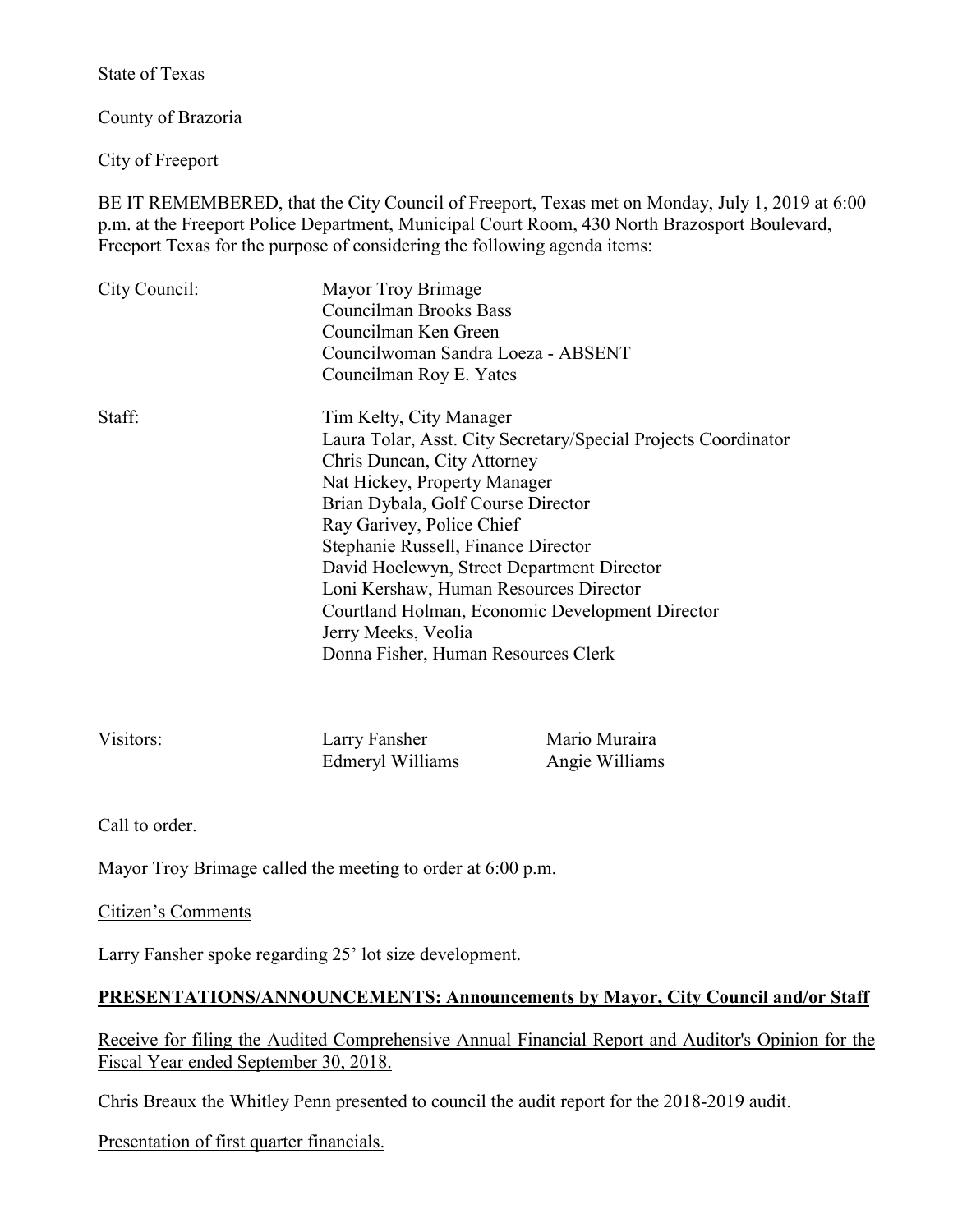State of Texas

County of Brazoria

City of Freeport

BE IT REMEMBERED, that the City Council of Freeport, Texas met on Monday, July 1, 2019 at 6:00 p.m. at the Freeport Police Department, Municipal Court Room, 430 North Brazosport Boulevard, Freeport Texas for the purpose of considering the following agenda items:

| | |
|---|---|
| City Council: | Mayor Troy Brimage<br>Councilman Brooks Bass<br>Councilman Ken Green<br>Councilwoman Sandra Loeza - ABSENT<br>Councilman Roy E. Yates |
| Staff: | Tim Kelty, City Manager<br>Laura Tolar, Asst. City Secretary/Special Projects Coordinator<br>Chris Duncan, City Attorney<br>Nat Hickey, Property Manager<br>Brian Dybala, Golf Course Director<br>Ray Garivey, Police Chief<br>Stephanie Russell, Finance Director<br>David Hoelewyn, Street Department Director<br>Loni Kershaw, Human Resources Director<br>Courtland Holman, Economic Development Director<br>Jerry Meeks, Veolia<br>Donna Fisher, Human Resources Clerk |

| | | |
|---|---|---|
| Visitors: | Larry Fansher | Mario Muraira |
| | Edmeryl Williams | Angie Williams |

Call to order.

Mayor Troy Brimage called the meeting to order at 6:00 p.m.

Citizen's Comments

Larry Fansher spoke regarding 25' lot size development.

**PRESENTATIONS/ANNOUNCEMENTS: Announcements by Mayor, City Council and/or Staff**

Receive for filing the Audited Comprehensive Annual Financial Report and Auditor's Opinion for the Fiscal Year ended September 30, 2018.

Chris Breaux the Whitley Penn presented to council the audit report for the 2018-2019 audit.

Presentation of first quarter financials.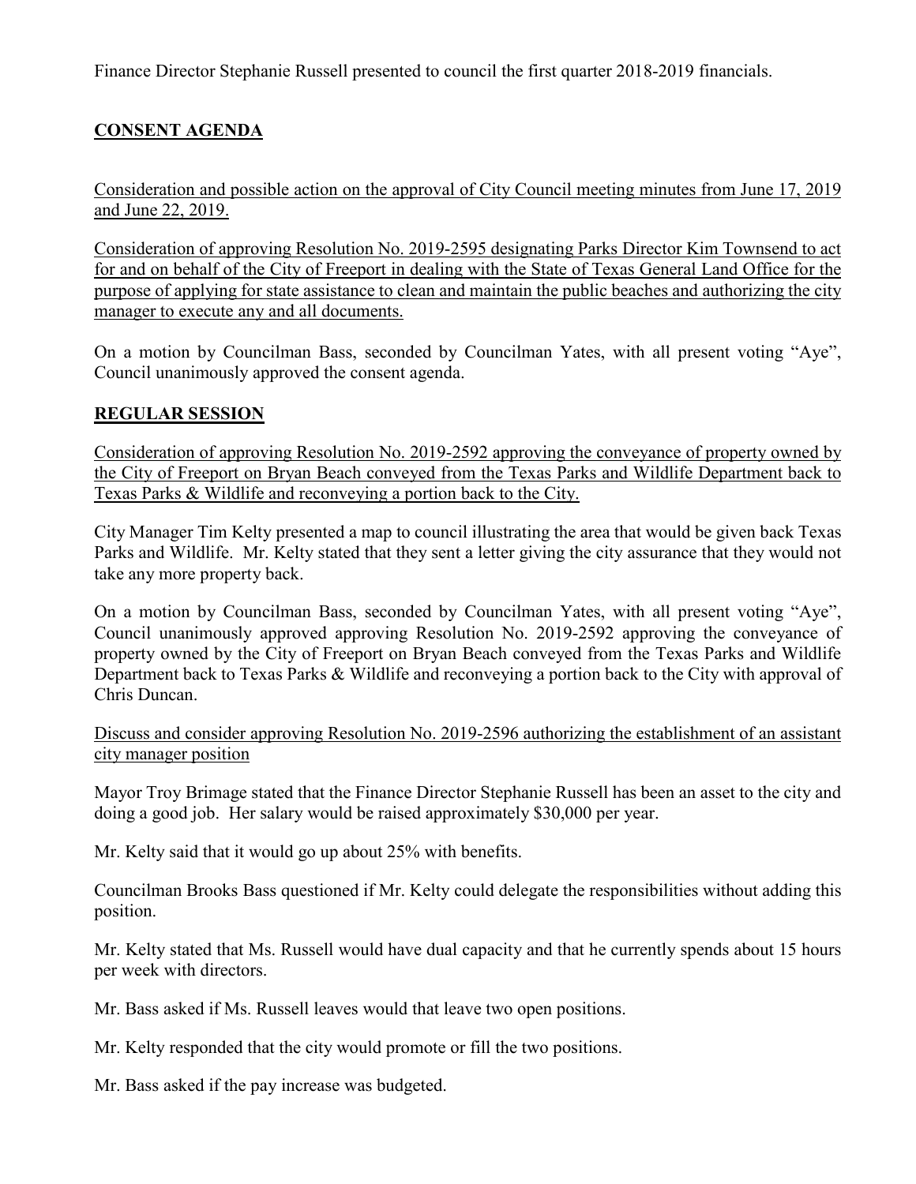Finance Director Stephanie Russell presented to council the first quarter 2018-2019 financials.

## CONSENT AGENDA

Consideration and possible action on the approval of City Council meeting minutes from June 17, 2019 and June 22, 2019.

Consideration of approving Resolution No. 2019-2595 designating Parks Director Kim Townsend to act for and on behalf of the City of Freeport in dealing with the State of Texas General Land Office for the purpose of applying for state assistance to clean and maintain the public beaches and authorizing the city manager to execute any and all documents.

On a motion by Councilman Bass, seconded by Councilman Yates, with all present voting "Aye", Council unanimously approved the consent agenda.

## REGULAR SESSION

Consideration of approving Resolution No. 2019-2592 approving the conveyance of property owned by the City of Freeport on Bryan Beach conveyed from the Texas Parks and Wildlife Department back to Texas Parks & Wildlife and reconveying a portion back to the City.

City Manager Tim Kelty presented a map to council illustrating the area that would be given back Texas Parks and Wildlife. Mr. Kelty stated that they sent a letter giving the city assurance that they would not take any more property back.

On a motion by Councilman Bass, seconded by Councilman Yates, with all present voting "Aye", Council unanimously approved approving Resolution No. 2019-2592 approving the conveyance of property owned by the City of Freeport on Bryan Beach conveyed from the Texas Parks and Wildlife Department back to Texas Parks & Wildlife and reconveying a portion back to the City with approval of Chris Duncan.

Discuss and consider approving Resolution No. 2019-2596 authorizing the establishment of an assistant city manager position

Mayor Troy Brimage stated that the Finance Director Stephanie Russell has been an asset to the city and doing a good job. Her salary would be raised approximately $30,000 per year.

Mr. Kelty said that it would go up about 25% with benefits.

Councilman Brooks Bass questioned if Mr. Kelty could delegate the responsibilities without adding this position.

Mr. Kelty stated that Ms. Russell would have dual capacity and that he currently spends about 15 hours per week with directors.

Mr. Bass asked if Ms. Russell leaves would that leave two open positions.

Mr. Kelty responded that the city would promote or fill the two positions.

Mr. Bass asked if the pay increase was budgeted.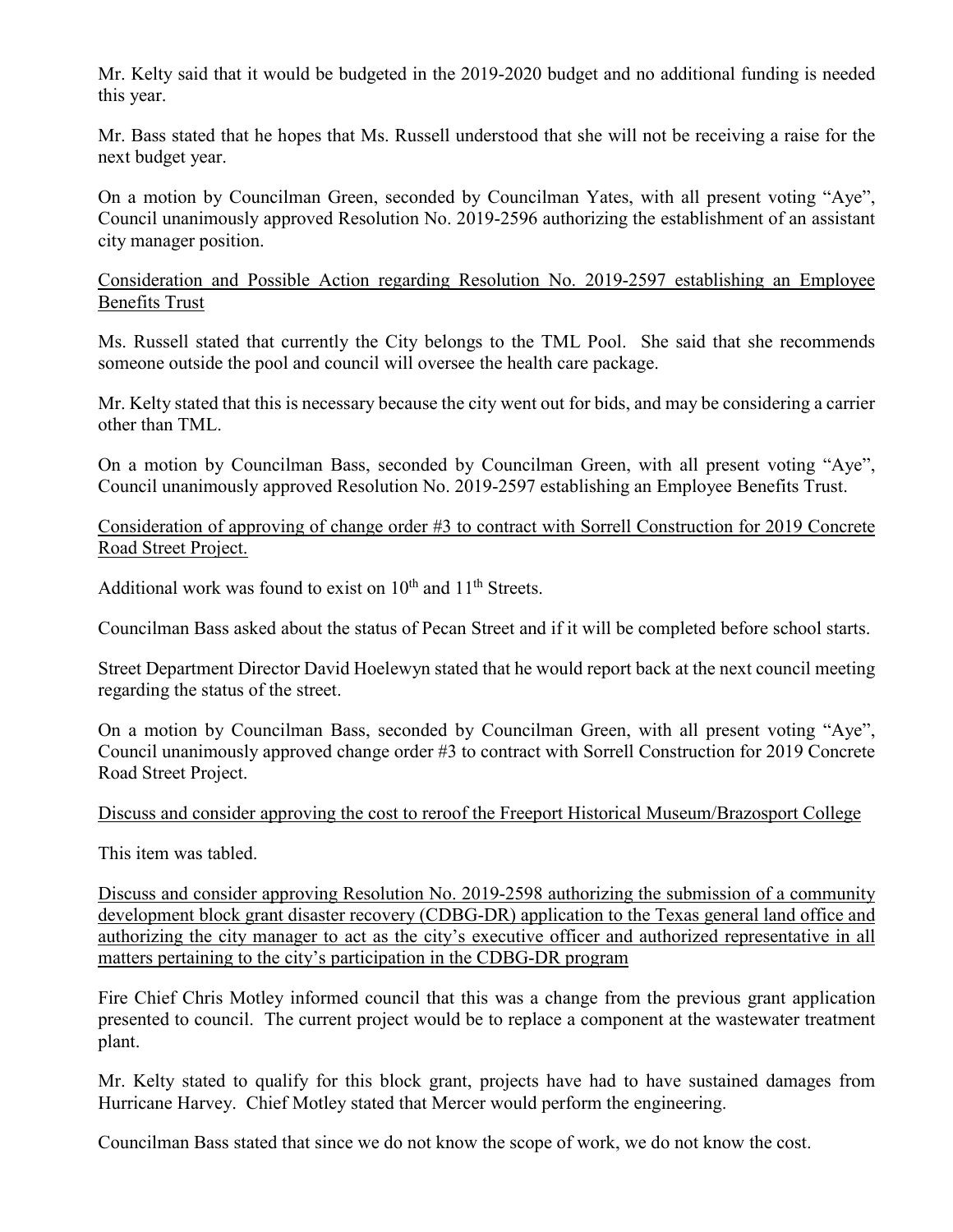Mr. Kelty said that it would be budgeted in the 2019-2020 budget and no additional funding is needed this year.

Mr. Bass stated that he hopes that Ms. Russell understood that she will not be receiving a raise for the next budget year.

On a motion by Councilman Green, seconded by Councilman Yates, with all present voting "Aye", Council unanimously approved Resolution No. 2019-2596 authorizing the establishment of an assistant city manager position.

<u>Consideration and Possible Action regarding Resolution No. 2019-2597 establishing an Employee Benefits Trust</u>

Ms. Russell stated that currently the City belongs to the TML Pool. She said that she recommends someone outside the pool and council will oversee the health care package.

Mr. Kelty stated that this is necessary because the city went out for bids, and may be considering a carrier other than TML.

On a motion by Councilman Bass, seconded by Councilman Green, with all present voting "Aye", Council unanimously approved Resolution No. 2019-2597 establishing an Employee Benefits Trust.

<u>Consideration of approving of change order #3 to contract with Sorrell Construction for 2019 Concrete Road Street Project.</u>

Additional work was found to exist on 10th and 11th Streets.

Councilman Bass asked about the status of Pecan Street and if it will be completed before school starts.

Street Department Director David Hoelewyn stated that he would report back at the next council meeting regarding the status of the street.

On a motion by Councilman Bass, seconded by Councilman Green, with all present voting "Aye", Council unanimously approved change order #3 to contract with Sorrell Construction for 2019 Concrete Road Street Project.

<u>Discuss and consider approving the cost to reroof the Freeport Historical Museum/Brazosport College</u>

This item was tabled.

<u>Discuss and consider approving Resolution No. 2019-2598 authorizing the submission of a community development block grant disaster recovery (CDBG-DR) application to the Texas general land office and authorizing the city manager to act as the city's executive officer and authorized representative in all matters pertaining to the city's participation in the CDBG-DR program</u>

Fire Chief Chris Motley informed council that this was a change from the previous grant application presented to council. The current project would be to replace a component at the wastewater treatment plant.

Mr. Kelty stated to qualify for this block grant, projects have had to have sustained damages from Hurricane Harvey. Chief Motley stated that Mercer would perform the engineering.

Councilman Bass stated that since we do not know the scope of work, we do not know the cost.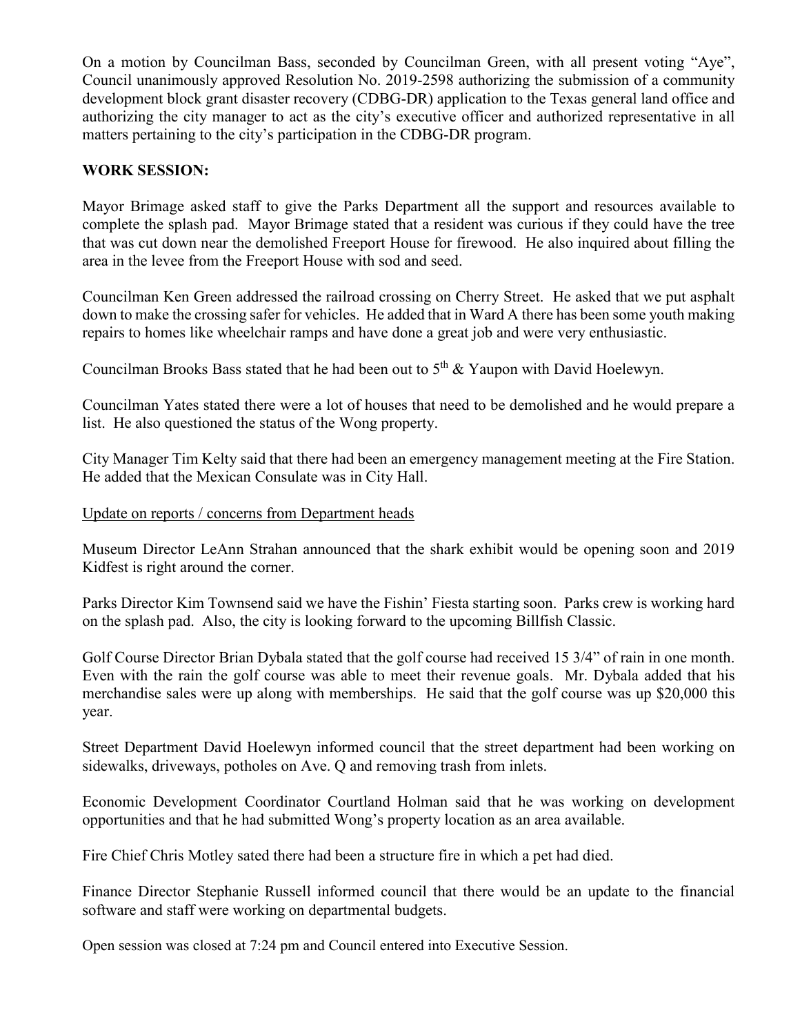On a motion by Councilman Bass, seconded by Councilman Green, with all present voting "Aye", Council unanimously approved Resolution No. 2019-2598 authorizing the submission of a community development block grant disaster recovery (CDBG-DR) application to the Texas general land office and authorizing the city manager to act as the city's executive officer and authorized representative in all matters pertaining to the city's participation in the CDBG-DR program.

**WORK SESSION:**

Mayor Brimage asked staff to give the Parks Department all the support and resources available to complete the splash pad. Mayor Brimage stated that a resident was curious if they could have the tree that was cut down near the demolished Freeport House for firewood. He also inquired about filling the area in the levee from the Freeport House with sod and seed.

Councilman Ken Green addressed the railroad crossing on Cherry Street. He asked that we put asphalt down to make the crossing safer for vehicles. He added that in Ward A there has been some youth making repairs to homes like wheelchair ramps and have done a great job and were very enthusiastic.

Councilman Brooks Bass stated that he had been out to 5th & Yaupon with David Hoelewyn.

Councilman Yates stated there were a lot of houses that need to be demolished and he would prepare a list. He also questioned the status of the Wong property.

City Manager Tim Kelty said that there had been an emergency management meeting at the Fire Station. He added that the Mexican Consulate was in City Hall.

Update on reports / concerns from Department heads

Museum Director LeAnn Strahan announced that the shark exhibit would be opening soon and 2019 Kidfest is right around the corner.

Parks Director Kim Townsend said we have the Fishin' Fiesta starting soon. Parks crew is working hard on the splash pad. Also, the city is looking forward to the upcoming Billfish Classic.

Golf Course Director Brian Dybala stated that the golf course had received 15 3/4" of rain in one month. Even with the rain the golf course was able to meet their revenue goals. Mr. Dybala added that his merchandise sales were up along with memberships. He said that the golf course was up $20,000 this year.

Street Department David Hoelewyn informed council that the street department had been working on sidewalks, driveways, potholes on Ave. Q and removing trash from inlets.

Economic Development Coordinator Courtland Holman said that he was working on development opportunities and that he had submitted Wong's property location as an area available.

Fire Chief Chris Motley sated there had been a structure fire in which a pet had died.

Finance Director Stephanie Russell informed council that there would be an update to the financial software and staff were working on departmental budgets.

Open session was closed at 7:24 pm and Council entered into Executive Session.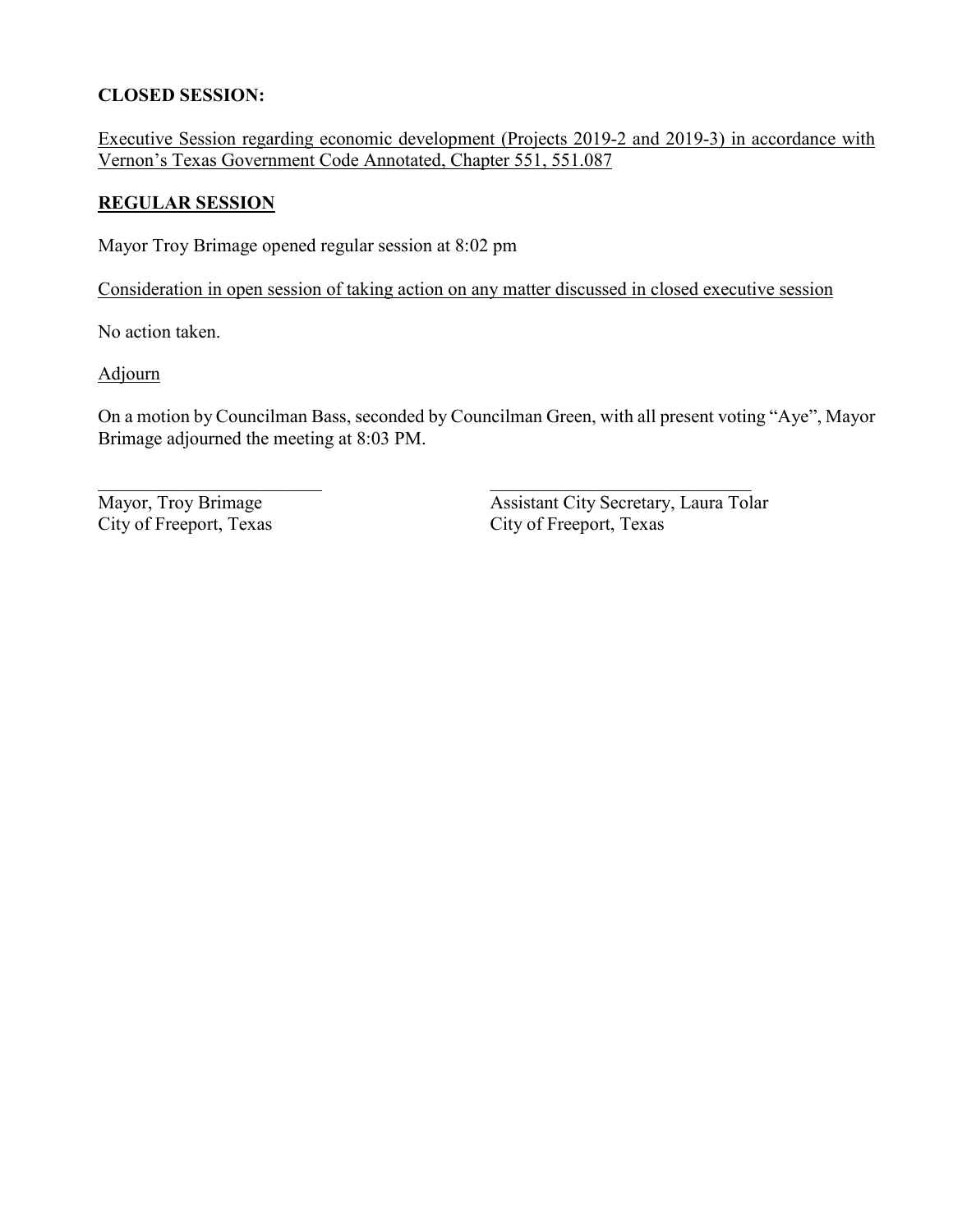**CLOSED SESSION:**

Executive Session regarding economic development (Projects 2019-2 and 2019-3) in accordance with Vernon's Texas Government Code Annotated, Chapter 551, 551.087

**REGULAR SESSION**

Mayor Troy Brimage opened regular session at 8:02 pm

Consideration in open session of taking action on any matter discussed in closed executive session

No action taken.

Adjourn

On a motion by Councilman Bass, seconded by Councilman Green, with all present voting "Aye", Mayor Brimage adjourned the meeting at 8:03 PM.

| | |
|---|---|
| \_\_\_\_\_\_\_\_\_\_\_\_\_\_\_\_\_\_\_\_\_\_\_\_ | \_\_\_\_\_\_\_\_\_\_\_\_\_\_\_\_\_\_\_\_\_\_\_\_\_\_\_\_ |
| Mayor, Troy Brimage | Assistant City Secretary, Laura Tolar |
| City of Freeport, Texas | City of Freeport, Texas |